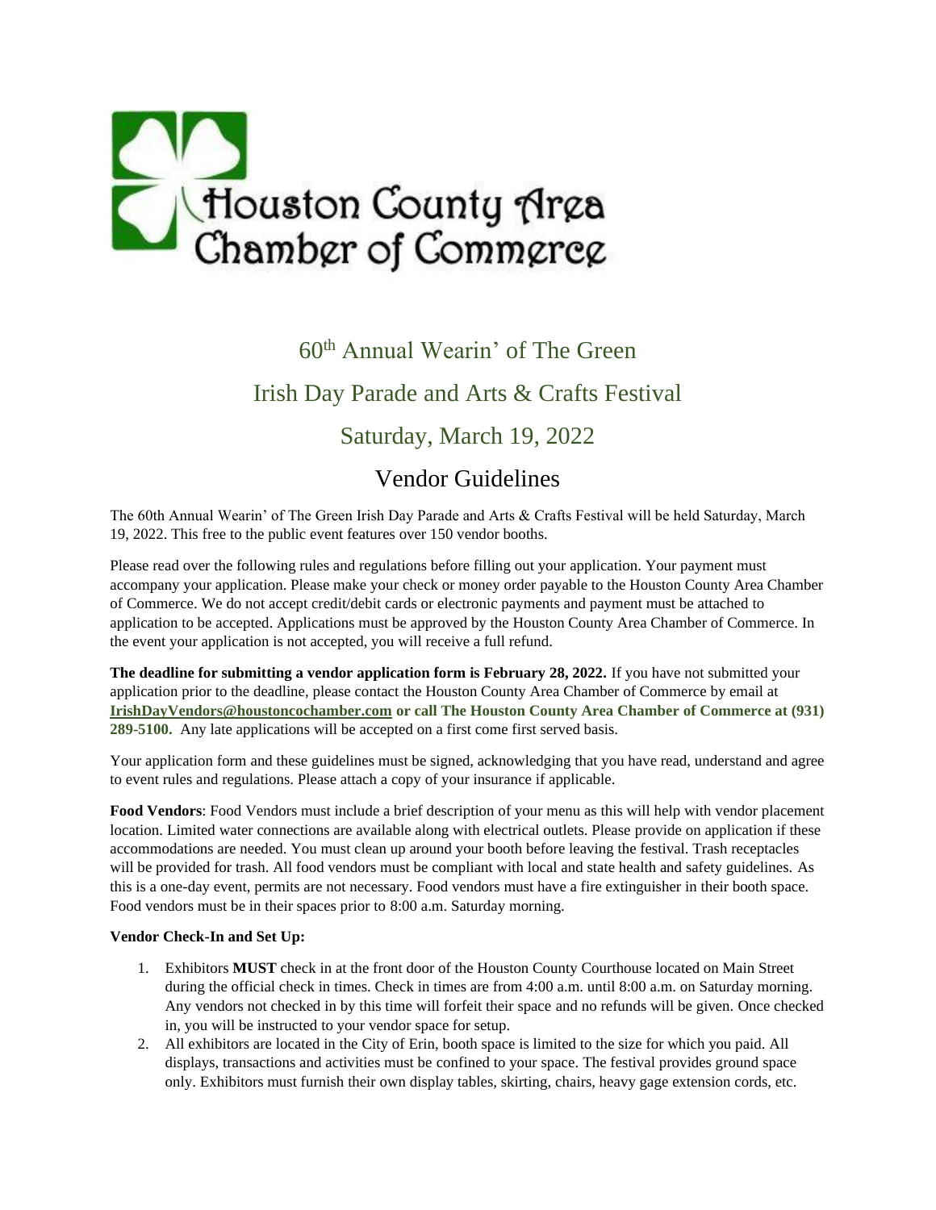Houston County Area Chamber of Commerce

# 60th Annual Wearin' of The Green

# Irish Day Parade and Arts & Crafts Festival

# Saturday, March 19, 2022

## Vendor Guidelines

The 60th Annual Wearin' of The Green Irish Day Parade and Arts & Crafts Festival will be held Saturday, March 19, 2022. This free to the public event features over 150 vendor booths.

Please read over the following rules and regulations before filling out your application. Your payment must accompany your application. Please make your check or money order payable to the Houston County Area Chamber of Commerce. We do not accept credit/debit cards or electronic payments and payment must be attached to application to be accepted. Applications must be approved by the Houston County Area Chamber of Commerce. In the event your application is not accepted, you will receive a full refund.

**The deadline for submitting a vendor application form is February 28, 2022.** If you have not submitted your application prior to the deadline, please contact the Houston County Area Chamber of Commerce by email at **IrishDayVendors@houstoncochamber.com or call The Houston County Area Chamber of Commerce at (931) 289-5100.** Any late applications will be accepted on a first come first served basis.

Your application form and these guidelines must be signed, acknowledging that you have read, understand and agree to event rules and regulations. Please attach a copy of your insurance if applicable.

**Food Vendors**: Food Vendors must include a brief description of your menu as this will help with vendor placement location. Limited water connections are available along with electrical outlets. Please provide on application if these accommodations are needed. You must clean up around your booth before leaving the festival. Trash receptacles will be provided for trash. All food vendors must be compliant with local and state health and safety guidelines. As this is a one-day event, permits are not necessary. Food vendors must have a fire extinguisher in their booth space. Food vendors must be in their spaces prior to 8:00 a.m. Saturday morning.

**Vendor Check-In and Set Up:**

1. Exhibitors **MUST** check in at the front door of the Houston County Courthouse located on Main Street during the official check in times. Check in times are from 4:00 a.m. until 8:00 a.m. on Saturday morning. Any vendors not checked in by this time will forfeit their space and no refunds will be given. Once checked in, you will be instructed to your vendor space for setup.
2. All exhibitors are located in the City of Erin, booth space is limited to the size for which you paid. All displays, transactions and activities must be confined to your space. The festival provides ground space only. Exhibitors must furnish their own display tables, skirting, chairs, heavy gage extension cords, etc.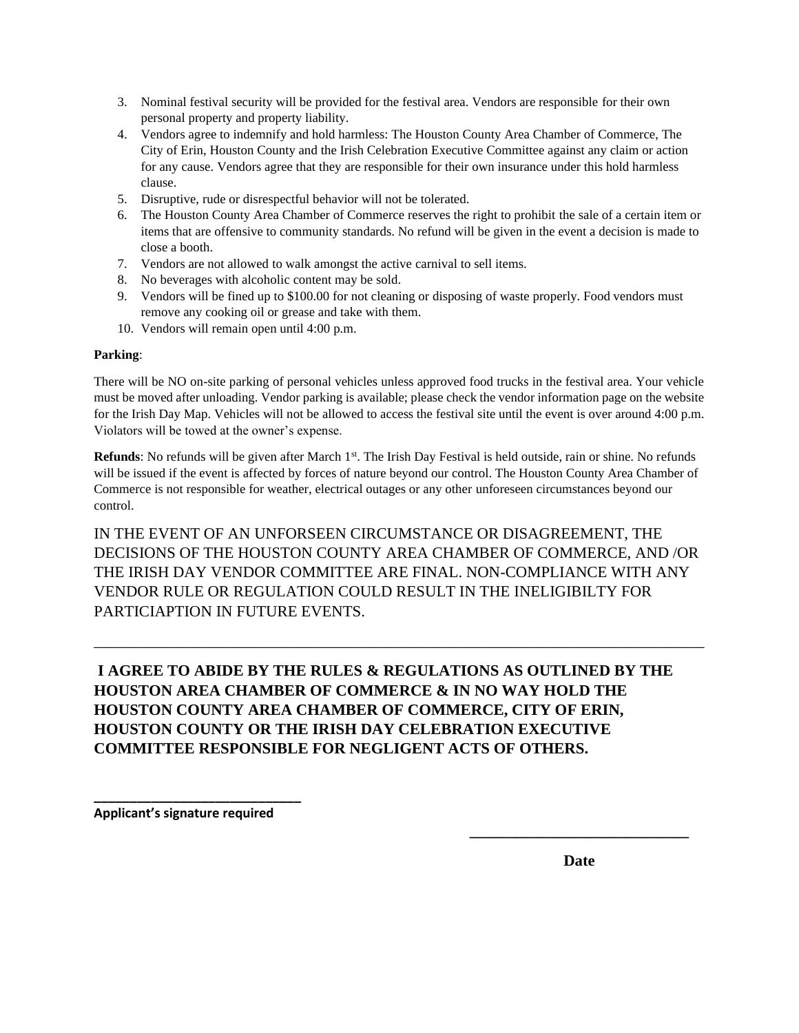3. Nominal festival security will be provided for the festival area. Vendors are responsible for their own personal property and property liability.
4. Vendors agree to indemnify and hold harmless: The Houston County Area Chamber of Commerce, The City of Erin, Houston County and the Irish Celebration Executive Committee against any claim or action for any cause. Vendors agree that they are responsible for their own insurance under this hold harmless clause.
5. Disruptive, rude or disrespectful behavior will not be tolerated.
6. The Houston County Area Chamber of Commerce reserves the right to prohibit the sale of a certain item or items that are offensive to community standards. No refund will be given in the event a decision is made to close a booth.
7. Vendors are not allowed to walk amongst the active carnival to sell items.
8. No beverages with alcoholic content may be sold.
9. Vendors will be fined up to $100.00 for not cleaning or disposing of waste properly. Food vendors must remove any cooking oil or grease and take with them.
10. Vendors will remain open until 4:00 p.m.

**Parking**:

There will be NO on-site parking of personal vehicles unless approved food trucks in the festival area. Your vehicle must be moved after unloading. Vendor parking is available; please check the vendor information page on the website for the Irish Day Map. Vehicles will not be allowed to access the festival site until the event is over around 4:00 p.m. Violators will be towed at the owner's expense.

**Refunds**: No refunds will be given after March 1st. The Irish Day Festival is held outside, rain or shine. No refunds will be issued if the event is affected by forces of nature beyond our control. The Houston County Area Chamber of Commerce is not responsible for weather, electrical outages or any other unforeseen circumstances beyond our control.

IN THE EVENT OF AN UNFORSEEN CIRCUMSTANCE OR DISAGREEMENT, THE DECISIONS OF THE HOUSTON COUNTY AREA CHAMBER OF COMMERCE, AND /OR THE IRISH DAY VENDOR COMMITTEE ARE FINAL. NON-COMPLIANCE WITH ANY VENDOR RULE OR REGULATION COULD RESULT IN THE INELIGIBILTY FOR PARTICIAPTION IN FUTURE EVENTS.

---

**I AGREE TO ABIDE BY THE RULES & REGULATIONS AS OUTLINED BY THE HOUSTON AREA CHAMBER OF COMMERCE & IN NO WAY HOLD THE HOUSTON COUNTY AREA CHAMBER OF COMMERCE, CITY OF ERIN, HOUSTON COUNTY OR THE IRISH DAY CELEBRATION EXECUTIVE COMMITTEE RESPONSIBLE FOR NEGLIGENT ACTS OF OTHERS.**

______________________________

**Applicant's signature required**

______________________________

**Date**